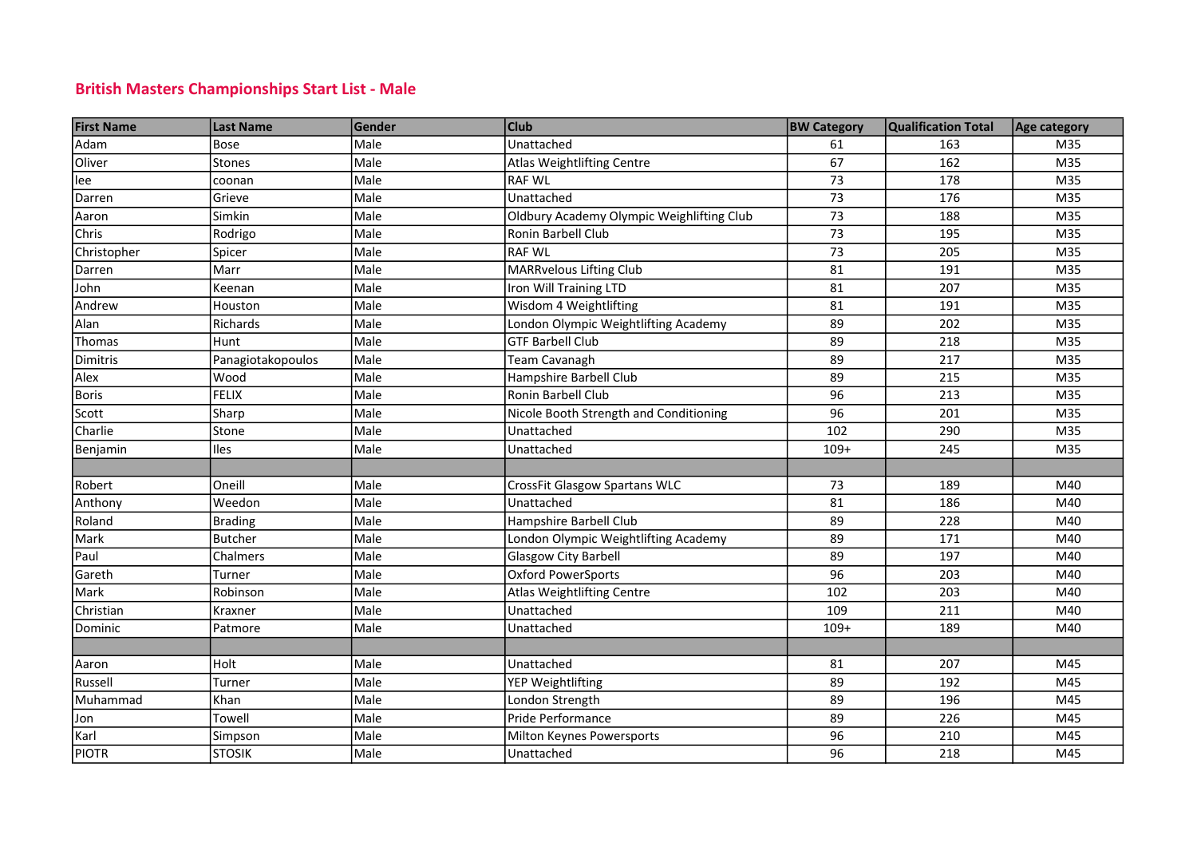# British Masters Championships Start List - Male

| First Name | Last Name | Gender | Club | BW Category | Qualification Total | Age category |
|---|---|---|---|---|---|---|
| Adam | Bose | Male | Unattached | 61 | 163 | M35 |
| Oliver | Stones | Male | Atlas Weightlifting Centre | 67 | 162 | M35 |
| lee | coonan | Male | RAF WL | 73 | 178 | M35 |
| Darren | Grieve | Male | Unattached | 73 | 176 | M35 |
| Aaron | Simkin | Male | Oldbury Academy Olympic Weighlifting Club | 73 | 188 | M35 |
| Chris | Rodrigo | Male | Ronin Barbell Club | 73 | 195 | M35 |
| Christopher | Spicer | Male | RAF WL | 73 | 205 | M35 |
| Darren | Marr | Male | MARRvelous Lifting Club | 81 | 191 | M35 |
| John | Keenan | Male | Iron Will Training LTD | 81 | 207 | M35 |
| Andrew | Houston | Male | Wisdom 4 Weightlifting | 81 | 191 | M35 |
| Alan | Richards | Male | London Olympic Weightlifting Academy | 89 | 202 | M35 |
| Thomas | Hunt | Male | GTF Barbell Club | 89 | 218 | M35 |
| Dimitris | Panagiotakopoulos | Male | Team Cavanagh | 89 | 217 | M35 |
| Alex | Wood | Male | Hampshire Barbell Club | 89 | 215 | M35 |
| Boris | FELIX | Male | Ronin Barbell Club | 96 | 213 | M35 |
| Scott | Sharp | Male | Nicole Booth Strength and Conditioning | 96 | 201 | M35 |
| Charlie | Stone | Male | Unattached | 102 | 290 | M35 |
| Benjamin | Iles | Male | Unattached | 109+ | 245 | M35 |
| | | | | | | |
| Robert | Oneill | Male | CrossFit Glasgow Spartans WLC | 73 | 189 | M40 |
| Anthony | Weedon | Male | Unattached | 81 | 186 | M40 |
| Roland | Brading | Male | Hampshire Barbell Club | 89 | 228 | M40 |
| Mark | Butcher | Male | London Olympic Weightlifting Academy | 89 | 171 | M40 |
| Paul | Chalmers | Male | Glasgow City Barbell | 89 | 197 | M40 |
| Gareth | Turner | Male | Oxford PowerSports | 96 | 203 | M40 |
| Mark | Robinson | Male | Atlas Weightlifting Centre | 102 | 203 | M40 |
| Christian | Kraxner | Male | Unattached | 109 | 211 | M40 |
| Dominic | Patmore | Male | Unattached | 109+ | 189 | M40 |
| | | | | | | |
| Aaron | Holt | Male | Unattached | 81 | 207 | M45 |
| Russell | Turner | Male | YEP Weightlifting | 89 | 192 | M45 |
| Muhammad | Khan | Male | London Strength | 89 | 196 | M45 |
| Jon | Towell | Male | Pride Performance | 89 | 226 | M45 |
| Karl | Simpson | Male | Milton Keynes Powersports | 96 | 210 | M45 |
| PIOTR | STOSIK | Male | Unattached | 96 | 218 | M45 |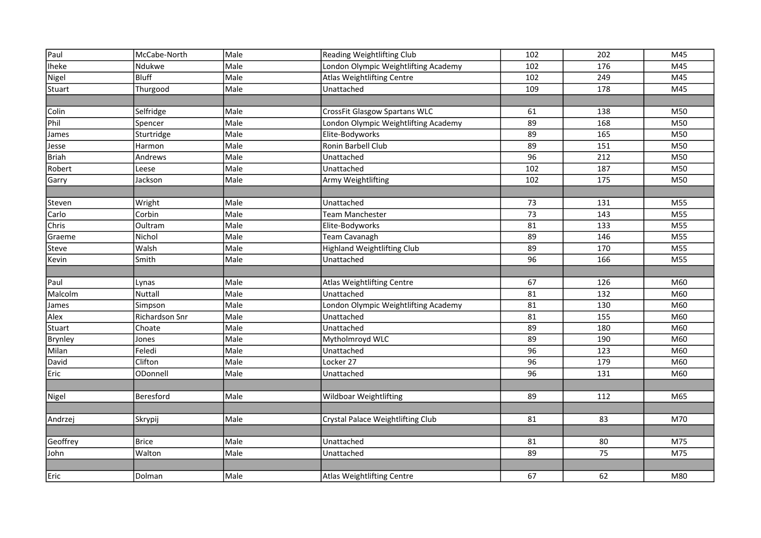| | | | | | | |
|---|---|---|---|---|---|---|
| Paul | McCabe-North | Male | Reading Weightlifting Club | 102 | 202 | M45 |
| Iheke | Ndukwe | Male | London Olympic Weightlifting Academy | 102 | 176 | M45 |
| Nigel | Bluff | Male | Atlas Weightlifting Centre | 102 | 249 | M45 |
| Stuart | Thurgood | Male | Unattached | 109 | 178 | M45 |
| | | | | | | |
| Colin | Selfridge | Male | CrossFit Glasgow Spartans WLC | 61 | 138 | M50 |
| Phil | Spencer | Male | London Olympic Weightlifting Academy | 89 | 168 | M50 |
| James | Sturtridge | Male | Elite-Bodyworks | 89 | 165 | M50 |
| Jesse | Harmon | Male | Ronin Barbell Club | 89 | 151 | M50 |
| Briah | Andrews | Male | Unattached | 96 | 212 | M50 |
| Robert | Leese | Male | Unattached | 102 | 187 | M50 |
| Garry | Jackson | Male | Army Weightlifting | 102 | 175 | M50 |
| | | | | | | |
| Steven | Wright | Male | Unattached | 73 | 131 | M55 |
| Carlo | Corbin | Male | Team Manchester | 73 | 143 | M55 |
| Chris | Oultram | Male | Elite-Bodyworks | 81 | 133 | M55 |
| Graeme | Nichol | Male | Team Cavanagh | 89 | 146 | M55 |
| Steve | Walsh | Male | Highland Weightlifting Club | 89 | 170 | M55 |
| Kevin | Smith | Male | Unattached | 96 | 166 | M55 |
| | | | | | | |
| Paul | Lynas | Male | Atlas Weightlifting Centre | 67 | 126 | M60 |
| Malcolm | Nuttall | Male | Unattached | 81 | 132 | M60 |
| James | Simpson | Male | London Olympic Weightlifting Academy | 81 | 130 | M60 |
| Alex | Richardson Snr | Male | Unattached | 81 | 155 | M60 |
| Stuart | Choate | Male | Unattached | 89 | 180 | M60 |
| Brynley | Jones | Male | Mytholmroyd WLC | 89 | 190 | M60 |
| Milan | Feledi | Male | Unattached | 96 | 123 | M60 |
| David | Clifton | Male | Locker 27 | 96 | 179 | M60 |
| Eric | ODonnell | Male | Unattached | 96 | 131 | M60 |
| | | | | | | |
| Nigel | Beresford | Male | Wildboar Weightlifting | 89 | 112 | M65 |
| | | | | | | |
| Andrzej | Skrypij | Male | Crystal Palace Weightlifting Club | 81 | 83 | M70 |
| | | | | | | |
| Geoffrey | Brice | Male | Unattached | 81 | 80 | M75 |
| John | Walton | Male | Unattached | 89 | 75 | M75 |
| | | | | | | |
| Eric | Dolman | Male | Atlas Weightlifting Centre | 67 | 62 | M80 |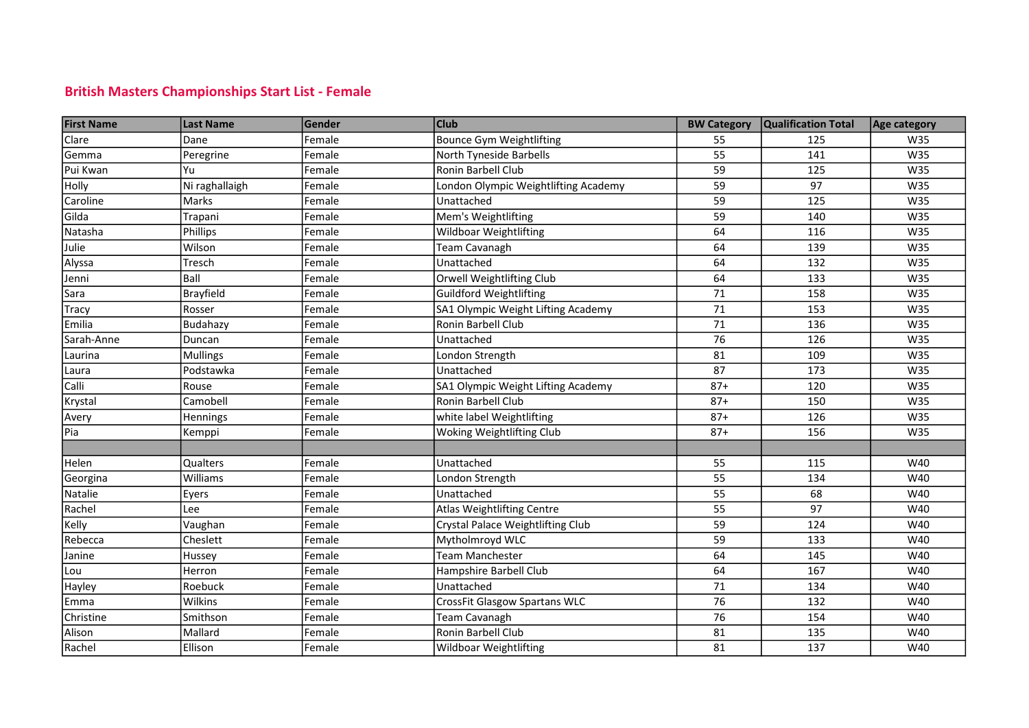## British Masters Championships Start List - Female

| First Name | Last Name | Gender | Club | BW Category | Qualification Total | Age category |
|---|---|---|---|---|---|---|
| Clare | Dane | Female | Bounce Gym Weightlifting | 55 | 125 | W35 |
| Gemma | Peregrine | Female | North Tyneside Barbells | 55 | 141 | W35 |
| Pui Kwan | Yu | Female | Ronin Barbell Club | 59 | 125 | W35 |
| Holly | Ni raghallaigh | Female | London Olympic Weightlifting Academy | 59 | 97 | W35 |
| Caroline | Marks | Female | Unattached | 59 | 125 | W35 |
| Gilda | Trapani | Female | Mem's Weightlifting | 59 | 140 | W35 |
| Natasha | Phillips | Female | Wildboar Weightlifting | 64 | 116 | W35 |
| Julie | Wilson | Female | Team Cavanagh | 64 | 139 | W35 |
| Alyssa | Tresch | Female | Unattached | 64 | 132 | W35 |
| Jenni | Ball | Female | Orwell Weightlifting Club | 64 | 133 | W35 |
| Sara | Brayfield | Female | Guildford Weightlifting | 71 | 158 | W35 |
| Tracy | Rosser | Female | SA1 Olympic Weight Lifting Academy | 71 | 153 | W35 |
| Emilia | Budahazy | Female | Ronin Barbell Club | 71 | 136 | W35 |
| Sarah-Anne | Duncan | Female | Unattached | 76 | 126 | W35 |
| Laurina | Mullings | Female | London Strength | 81 | 109 | W35 |
| Laura | Podstawka | Female | Unattached | 87 | 173 | W35 |
| Calli | Rouse | Female | SA1 Olympic Weight Lifting Academy | 87+ | 120 | W35 |
| Krystal | Camobell | Female | Ronin Barbell Club | 87+ | 150 | W35 |
| Avery | Hennings | Female | white label Weightlifting | 87+ | 126 | W35 |
| Pia | Kemppi | Female | Woking Weightlifting Club | 87+ | 156 | W35 |
| | | | | | | |
| Helen | Qualters | Female | Unattached | 55 | 115 | W40 |
| Georgina | Williams | Female | London Strength | 55 | 134 | W40 |
| Natalie | Eyers | Female | Unattached | 55 | 68 | W40 |
| Rachel | Lee | Female | Atlas Weightlifting Centre | 55 | 97 | W40 |
| Kelly | Vaughan | Female | Crystal Palace Weightlifting Club | 59 | 124 | W40 |
| Rebecca | Cheslett | Female | Mytholmroyd WLC | 59 | 133 | W40 |
| Janine | Hussey | Female | Team Manchester | 64 | 145 | W40 |
| Lou | Herron | Female | Hampshire Barbell Club | 64 | 167 | W40 |
| Hayley | Roebuck | Female | Unattached | 71 | 134 | W40 |
| Emma | Wilkins | Female | CrossFit Glasgow Spartans WLC | 76 | 132 | W40 |
| Christine | Smithson | Female | Team Cavanagh | 76 | 154 | W40 |
| Alison | Mallard | Female | Ronin Barbell Club | 81 | 135 | W40 |
| Rachel | Ellison | Female | Wildboar Weightlifting | 81 | 137 | W40 |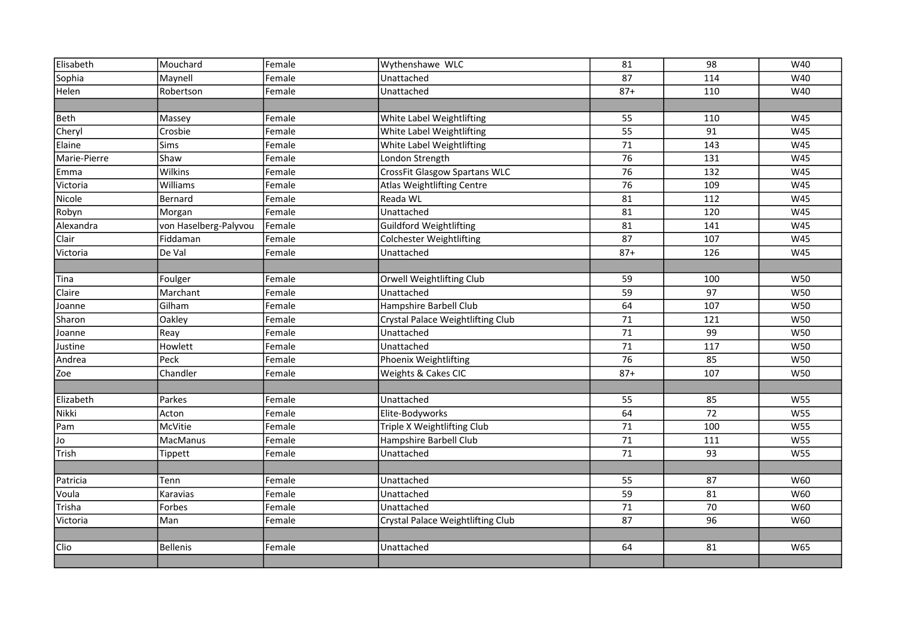| | | | | | | |
|---|---|---|---|---|---|---|
| Elisabeth | Mouchard | Female | Wythenshawe  WLC | 81 | 98 | W40 |
| Sophia | Maynell | Female | Unattached | 87 | 114 | W40 |
| Helen | Robertson | Female | Unattached | 87+ | 110 | W40 |
| | | | | | | |
| Beth | Massey | Female | White Label Weightlifting | 55 | 110 | W45 |
| Cheryl | Crosbie | Female | White Label Weightlifting | 55 | 91 | W45 |
| Elaine | Sims | Female | White Label Weightlifting | 71 | 143 | W45 |
| Marie-Pierre | Shaw | Female | London Strength | 76 | 131 | W45 |
| Emma | Wilkins | Female | CrossFit Glasgow Spartans WLC | 76 | 132 | W45 |
| Victoria | Williams | Female | Atlas Weightlifting Centre | 76 | 109 | W45 |
| Nicole | Bernard | Female | Reada WL | 81 | 112 | W45 |
| Robyn | Morgan | Female | Unattached | 81 | 120 | W45 |
| Alexandra | von Haselberg-Palyvou | Female | Guildford Weightlifting | 81 | 141 | W45 |
| Clair | Fiddaman | Female | Colchester Weightlifting | 87 | 107 | W45 |
| Victoria | De Val | Female | Unattached | 87+ | 126 | W45 |
| | | | | | | |
| Tina | Foulger | Female | Orwell Weightlifting Club | 59 | 100 | W50 |
| Claire | Marchant | Female | Unattached | 59 | 97 | W50 |
| Joanne | Gilham | Female | Hampshire Barbell Club | 64 | 107 | W50 |
| Sharon | Oakley | Female | Crystal Palace Weightlifting Club | 71 | 121 | W50 |
| Joanne | Reay | Female | Unattached | 71 | 99 | W50 |
| Justine | Howlett | Female | Unattached | 71 | 117 | W50 |
| Andrea | Peck | Female | Phoenix Weightlifting | 76 | 85 | W50 |
| Zoe | Chandler | Female | Weights & Cakes CIC | 87+ | 107 | W50 |
| | | | | | | |
| Elizabeth | Parkes | Female | Unattached | 55 | 85 | W55 |
| Nikki | Acton | Female | Elite-Bodyworks | 64 | 72 | W55 |
| Pam | McVitie | Female | Triple X Weightlifting Club | 71 | 100 | W55 |
| Jo | MacManus | Female | Hampshire Barbell Club | 71 | 111 | W55 |
| Trish | Tippett | Female | Unattached | 71 | 93 | W55 |
| | | | | | | |
| Patricia | Tenn | Female | Unattached | 55 | 87 | W60 |
| Voula | Karavias | Female | Unattached | 59 | 81 | W60 |
| Trisha | Forbes | Female | Unattached | 71 | 70 | W60 |
| Victoria | Man | Female | Crystal Palace Weightlifting Club | 87 | 96 | W60 |
| | | | | | | |
| Clio | Bellenis | Female | Unattached | 64 | 81 | W65 |
| | | | | | | |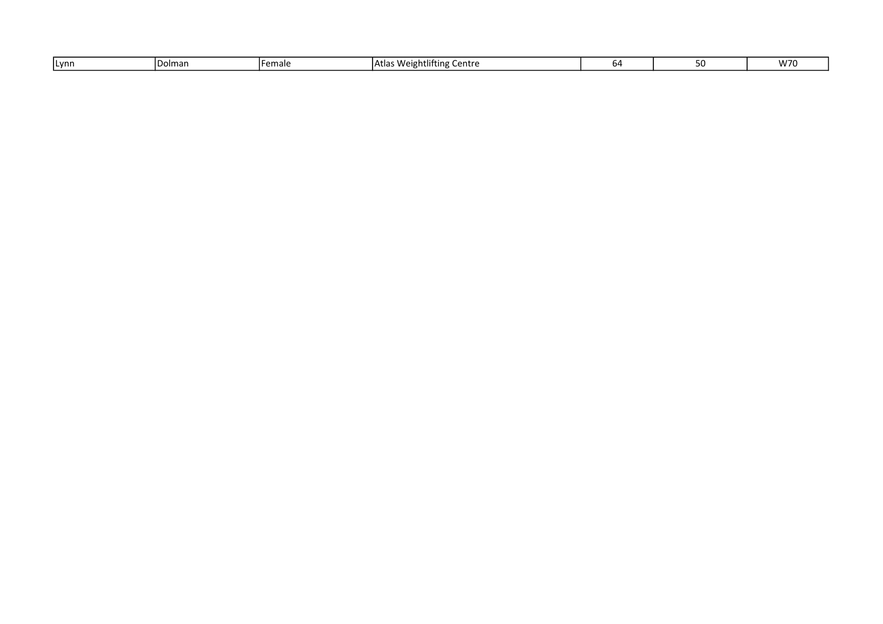| | | | | | | |
|---|---|---|---|---|---|---|
| Lynn | Dolman | Female | Atlas Weightlifting Centre | 64 | 50 | W70 |